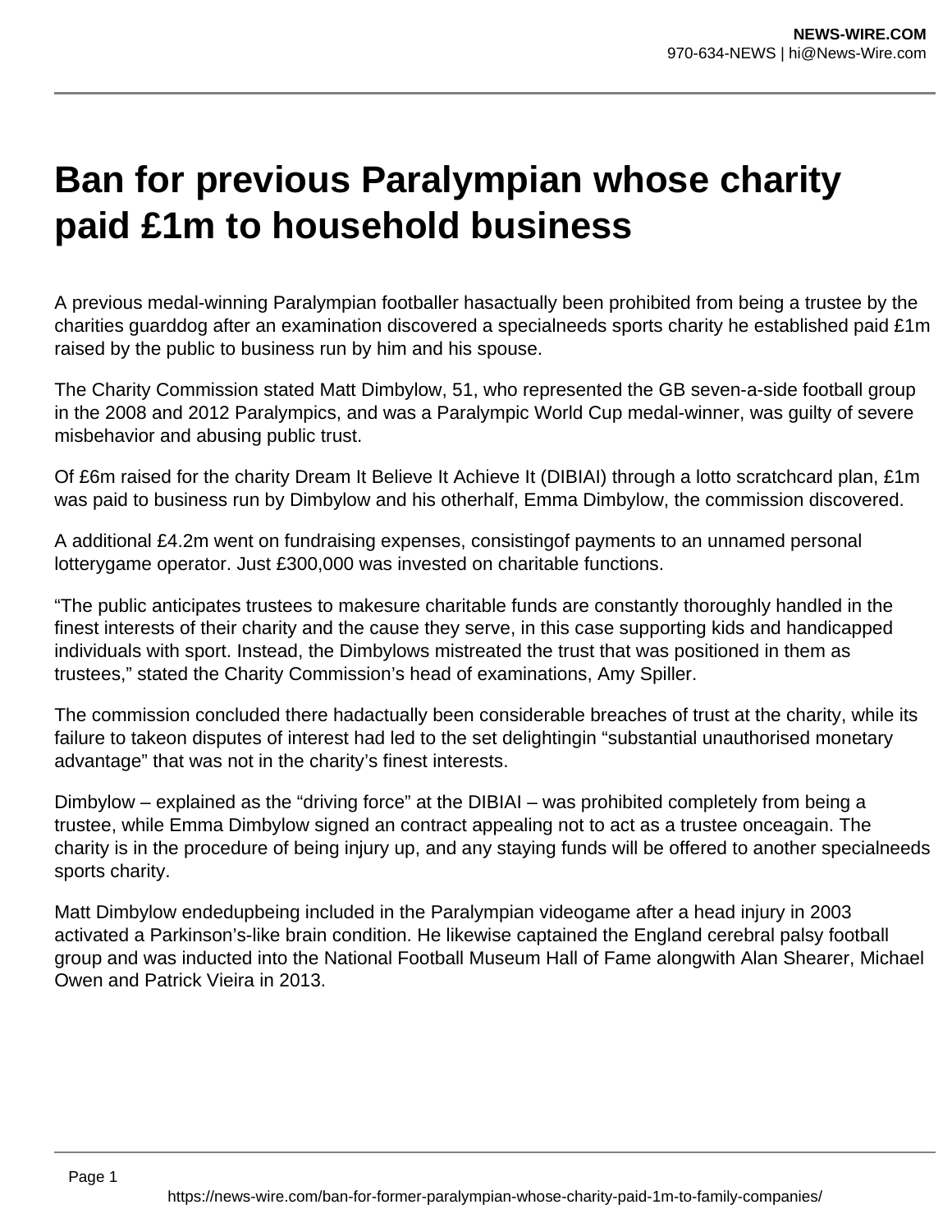# Ban for previous Paralympian whose charity paid £1m to household business

A previous medal-winning Paralympian footballer hasactually been prohibited from being a trustee by the charities guarddog after an examination discovered a specialneeds sports charity he established paid £1m raised by the public to business run by him and his spouse.

The Charity Commission stated Matt Dimbylow, 51, who represented the GB seven-a-side football group in the 2008 and 2012 Paralympics, and was a Paralympic World Cup medal-winner, was guilty of severe misbehavior and abusing public trust.

Of £6m raised for the charity Dream It Believe It Achieve It (DIBIAI) through a lotto scratchcard plan, £1m was paid to business run by Dimbylow and his otherhalf, Emma Dimbylow, the commission discovered.

A additional £4.2m went on fundraising expenses, consistingof payments to an unnamed personal lotterygame operator. Just £300,000 was invested on charitable functions.

“The public anticipates trustees to makesure charitable funds are constantly thoroughly handled in the finest interests of their charity and the cause they serve, in this case supporting kids and handicapped individuals with sport. Instead, the Dimbylows mistreated the trust that was positioned in them as trustees,” stated the Charity Commission’s head of examinations, Amy Spiller.

The commission concluded there hadactually been considerable breaches of trust at the charity, while its failure to takeon disputes of interest had led to the set delightingin “substantial unauthorised monetary advantage” that was not in the charity’s finest interests.

Dimbylow – explained as the “driving force” at the DIBIAI – was prohibited completely from being a trustee, while Emma Dimbylow signed an contract appealing not to act as a trustee onceagain. The charity is in the procedure of being injury up, and any staying funds will be offered to another specialneeds sports charity.

Matt Dimbylow endedupbeing included in the Paralympian videogame after a head injury in 2003 activated a Parkinson’s-like brain condition. He likewise captained the England cerebral palsy football group and was inducted into the National Football Museum Hall of Fame alongwith Alan Shearer, Michael Owen and Patrick Vieira in 2013.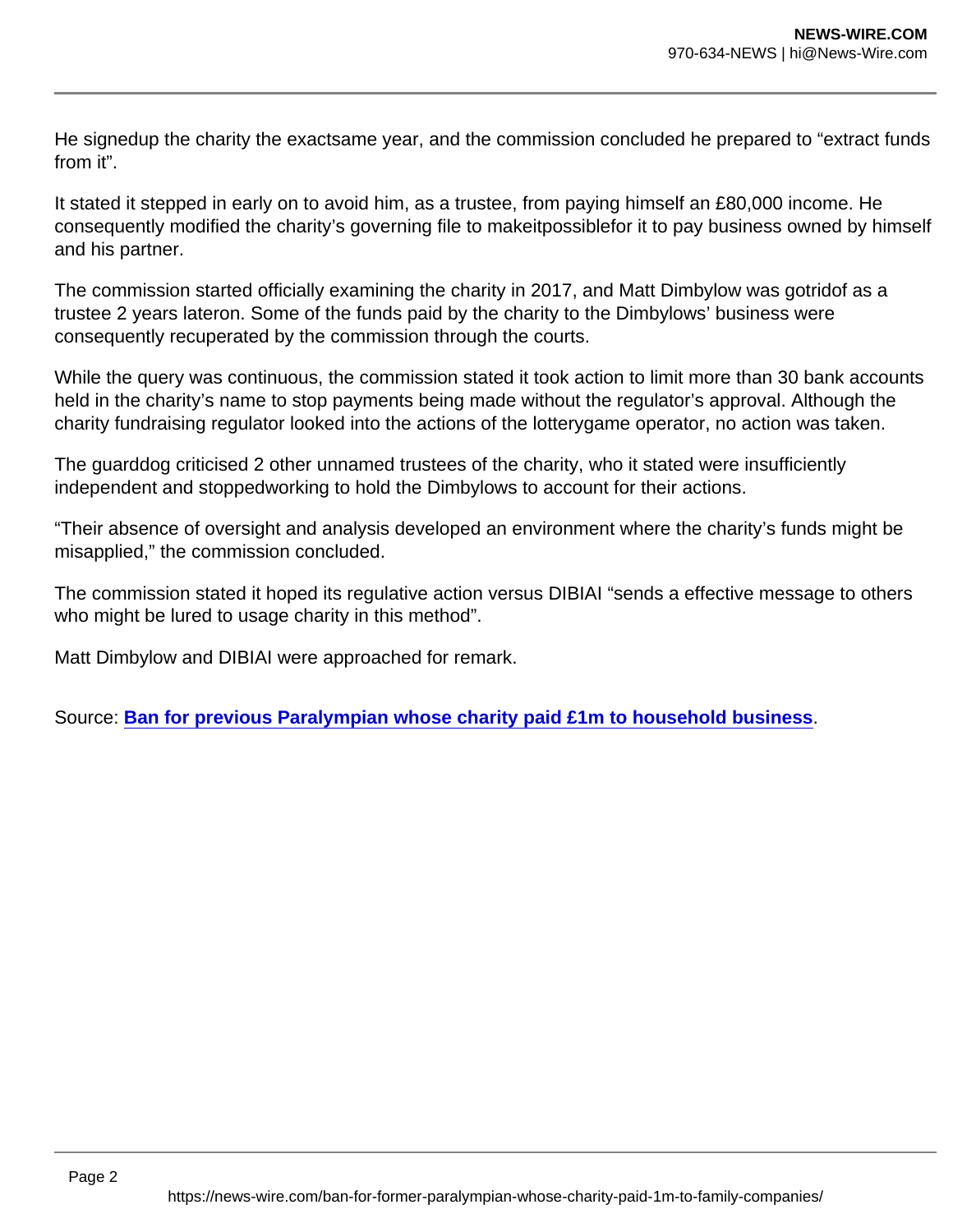He signedup the charity the exactsame year, and the commission concluded he prepared to “extract funds from it”.

It stated it stepped in early on to avoid him, as a trustee, from paying himself an £80,000 income. He consequently modified the charity’s governing file to makeitpossiblefor it to pay business owned by himself and his partner.

The commission started officially examining the charity in 2017, and Matt Dimbylow was gotridof as a trustee 2 years lateron. Some of the funds paid by the charity to the Dimbylows’ business were consequently recuperated by the commission through the courts.

While the query was continuous, the commission stated it took action to limit more than 30 bank accounts held in the charity’s name to stop payments being made without the regulator’s approval. Although the charity fundraising regulator looked into the actions of the lotterygame operator, no action was taken.

The guarddog criticised 2 other unnamed trustees of the charity, who it stated were insufficiently independent and stoppedworking to hold the Dimbylows to account for their actions.

“Their absence of oversight and analysis developed an environment where the charity’s funds might be misapplied,” the commission concluded.

The commission stated it hoped its regulative action versus DIBIAI “sends a effective message to others who might be lured to usage charity in this method”.

Matt Dimbylow and DIBIAI were approached for remark.

Source: **[Ban for previous Paralympian whose charity paid £1m to household business](https://news-wire.com/ban-for-former-paralympian-whose-charity-paid-1m-to-family-companies/)**.